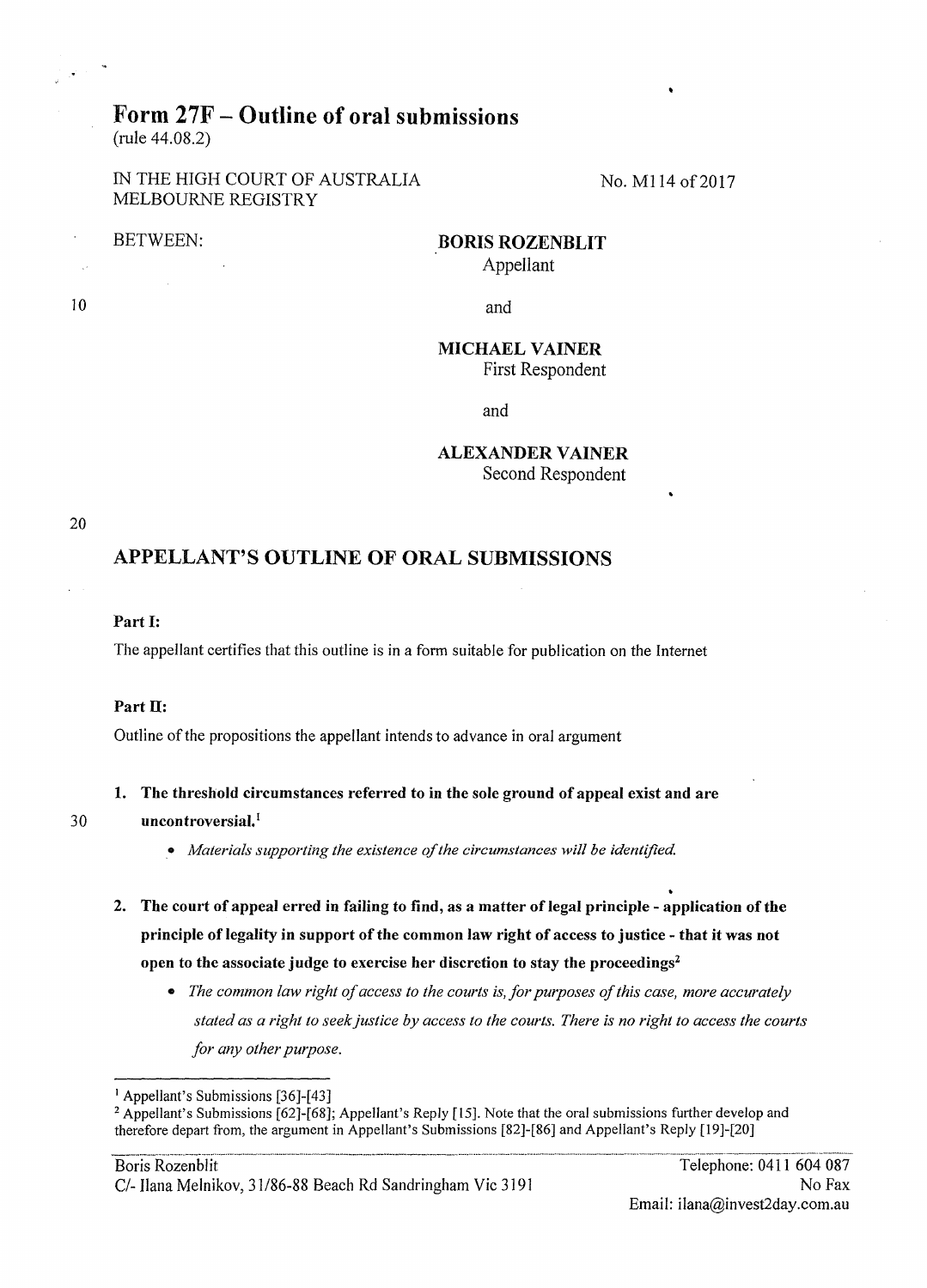# Form 27F – Outline of oral submissions

(rule 44.08.2)

IN THE HIGH COURT OF AUSTRALIA
MELBOURNE REGISTRY

No. M114 of 2017

BETWEEN:

**BORIS ROZENBLIT**
Appellant

and

**MICHAEL VAINER**
First Respondent

and

**ALEXANDER VAINER**
Second Respondent

## APPELLANT'S OUTLINE OF ORAL SUBMISSIONS

### Part I:

The appellant certifies that this outline is in a form suitable for publication on the Internet

### Part II:

Outline of the propositions the appellant intends to advance in oral argument

1. **The threshold circumstances referred to in the sole ground of appeal exist and are uncontroversial.**[1]
   - *Materials supporting the existence of the circumstances will be identified.*

2. **The court of appeal erred in failing to find, as a matter of legal principle - application of the principle of legality in support of the common law right of access to justice - that it was not open to the associate judge to exercise her discretion to stay the proceedings**[2]
   - *The common law right of access to the courts is, for purposes of this case, more accurately stated as a right to seek justice by access to the courts. There is no right to access the courts for any other purpose.*

---

[1] Appellant's Submissions [36]-[43]

[2] Appellant's Submissions [62]-[68]; Appellant's Reply [15]. Note that the oral submissions further develop and therefore depart from, the argument in Appellant's Submissions [82]-[86] and Appellant's Reply [19]-[20]

Boris Rozenblit
C/- Ilana Melnikov, 31/86-88 Beach Rd Sandringham Vic 3191

Telephone: 0411 604 087
No Fax
Email: ilana@invest2day.com.au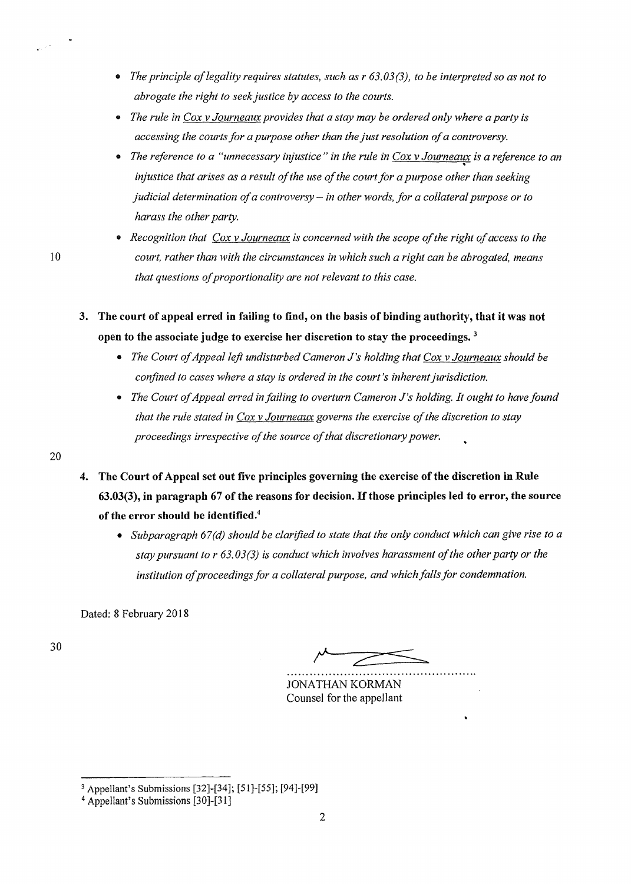- *The principle of legality requires statutes, such as r 63.03(3), to be interpreted so as not to abrogate the right to seek justice by access to the courts.*
- *The rule in Cox v Journeaux provides that a stay may be ordered only where a party is accessing the courts for a purpose other than the just resolution of a controversy.*
- *The reference to a "unnecessary injustice" in the rule in Cox v Journeaux is a reference to an injustice that arises as a result of the use of the court for a purpose other than seeking judicial determination of a controversy – in other words, for a collateral purpose or to harass the other party.*
- *Recognition that Cox v Journeaux is concerned with the scope of the right of access to the court, rather than with the circumstances in which such a right can be abrogated, means that questions of proportionality are not relevant to this case.*

3. **The court of appeal erred in failing to find, on the basis of binding authority, that it was not open to the associate judge to exercise her discretion to stay the proceedings.** [3]
   - *The Court of Appeal left undisturbed Cameron J's holding that Cox v Journeaux should be confined to cases where a stay is ordered in the court's inherent jurisdiction.*
   - *The Court of Appeal erred in failing to overturn Cameron J's holding. It ought to have found that the rule stated in Cox v Journeaux governs the exercise of the discretion to stay proceedings irrespective of the source of that discretionary power.*

4. **The Court of Appeal set out five principles governing the exercise of the discretion in Rule 63.03(3), in paragraph 67 of the reasons for decision. If those principles led to error, the source of the error should be identified.**[4]
   - *Subparagraph 67(d) should be clarified to state that the only conduct which can give rise to a stay pursuant to r 63.03(3) is conduct which involves harassment of the other party or the institution of proceedings for a collateral purpose, and which falls for condemnation.*

Dated: 8 February 2018

JONATHAN KORMAN
Counsel for the appellant

[3] Appellant's Submissions [32]-[34]; [51]-[55]; [94]-[99]

[4] Appellant's Submissions [30]-[31]